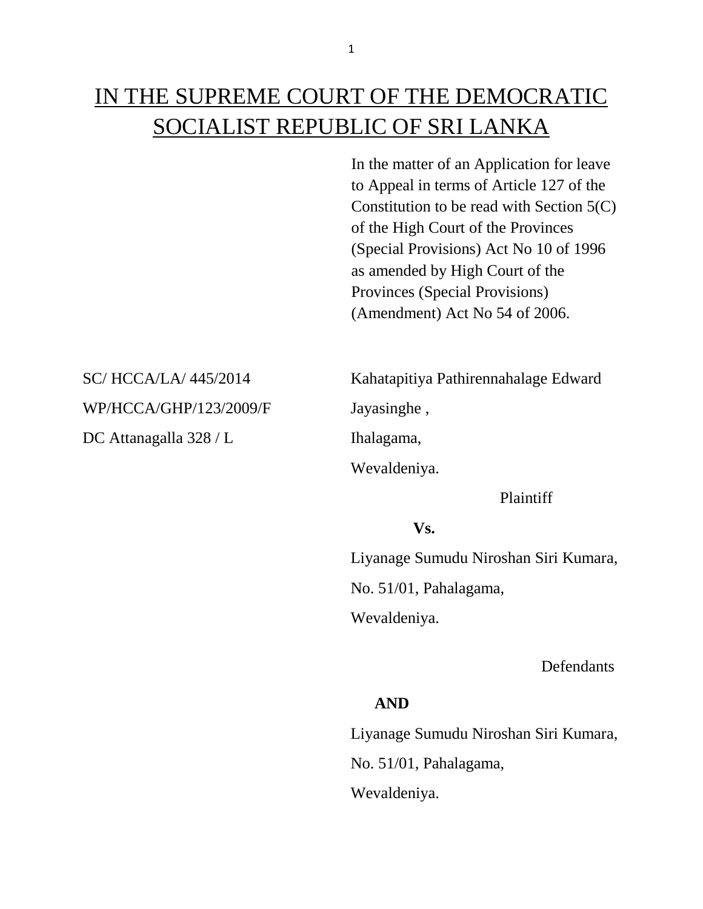# IN THE SUPREME COURT OF THE DEMOCRATIC SOCIALIST REPUBLIC OF SRI LANKA

In the matter of an Application for leave to Appeal in terms of Article 127 of the Constitution to be read with Section 5(C) of the High Court of the Provinces (Special Provisions) Act No 10 of 1996 as amended by High Court of the Provinces (Special Provisions) (Amendment) Act No 54 of 2006.

SC/ HCCA/LA/ 445/2014

WP/HCCA/GHP/123/2009/F

DC Attanagalla 328 / L

Kahatapitiya Pathirennahalage Edward Jayasinghe ,

Ihalagama,

Wevaldeniya.

Plaintiff

**Vs.**

Liyanage Sumudu Niroshan Siri Kumara,

No. 51/01, Pahalagama,

Wevaldeniya.

Defendants

**AND**

Liyanage Sumudu Niroshan Siri Kumara,

No. 51/01, Pahalagama,

Wevaldeniya.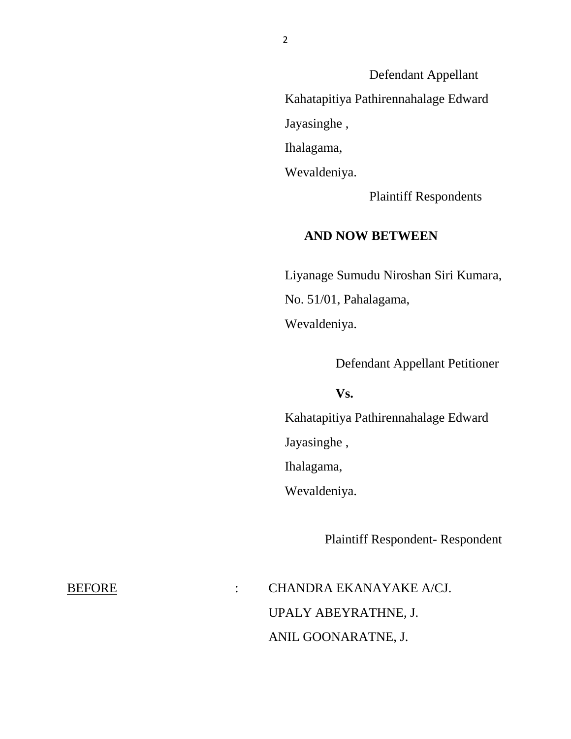Defendant Appellant

Kahatapitiya Pathirennahalage Edward Jayasinghe ,

Ihalagama,

Wevaldeniya.

Plaintiff Respondents

**AND NOW BETWEEN**

Liyanage Sumudu Niroshan Siri Kumara,

No. 51/01, Pahalagama,

Wevaldeniya.

Defendant Appellant Petitioner

**Vs.**

Kahatapitiya Pathirennahalage Edward Jayasinghe ,

Ihalagama,

Wevaldeniya.

Plaintiff Respondent- Respondent

BEFORE : CHANDRA EKANAYAKE A/CJ.
UPALY ABEYRATHNE, J.
ANIL GOONARATNE, J.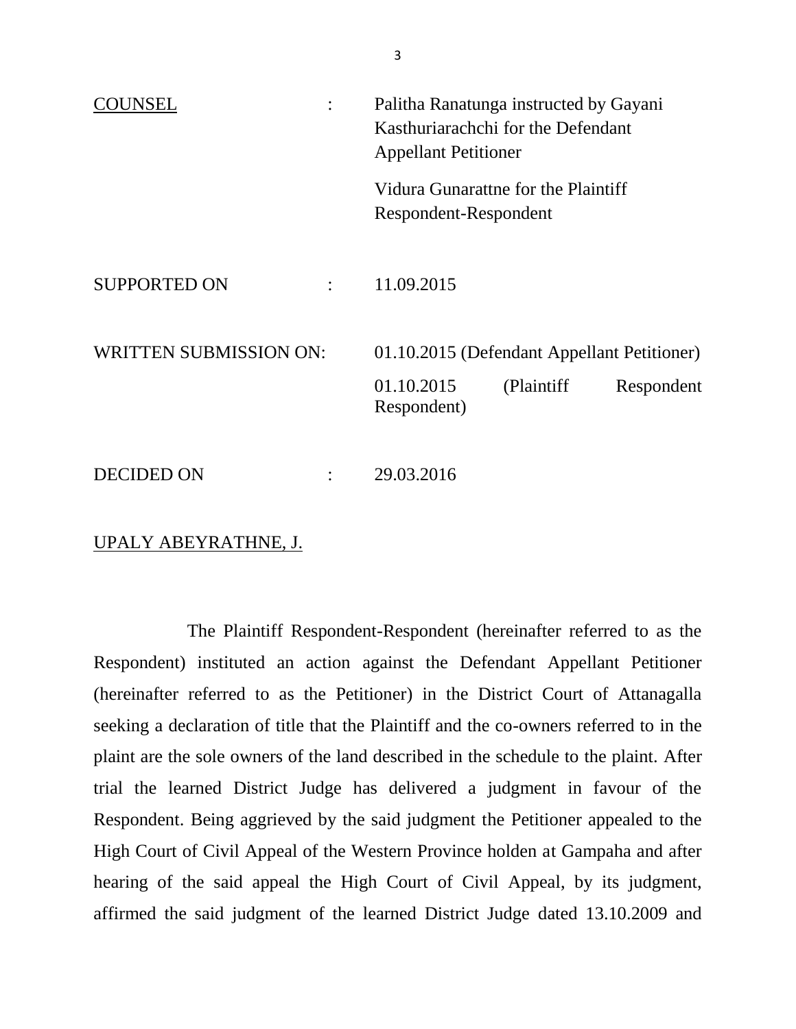| | | |
|---|---|---|
| <u>COUNSEL</u> | : | Palitha Ranatunga instructed by Gayani Kasthuriarachchi for the Defendant Appellant Petitioner<br><br>Vidura Gunarattne for the Plaintiff Respondent-Respondent |
| SUPPORTED ON | : | 11.09.2015 |
| WRITTEN SUBMISSION ON: | | 01.10.2015 (Defendant Appellant Petitioner)<br><br>01.10.2015 (Plaintiff Respondent Respondent) |
| DECIDED ON | : | 29.03.2016 |

<u>UPALY ABEYRATHNE, J.</u>

The Plaintiff Respondent-Respondent (hereinafter referred to as the Respondent) instituted an action against the Defendant Appellant Petitioner (hereinafter referred to as the Petitioner) in the District Court of Attanagalla seeking a declaration of title that the Plaintiff and the co-owners referred to in the plaint are the sole owners of the land described in the schedule to the plaint. After trial the learned District Judge has delivered a judgment in favour of the Respondent. Being aggrieved by the said judgment the Petitioner appealed to the High Court of Civil Appeal of the Western Province holden at Gampaha and after hearing of the said appeal the High Court of Civil Appeal, by its judgment, affirmed the said judgment of the learned District Judge dated 13.10.2009 and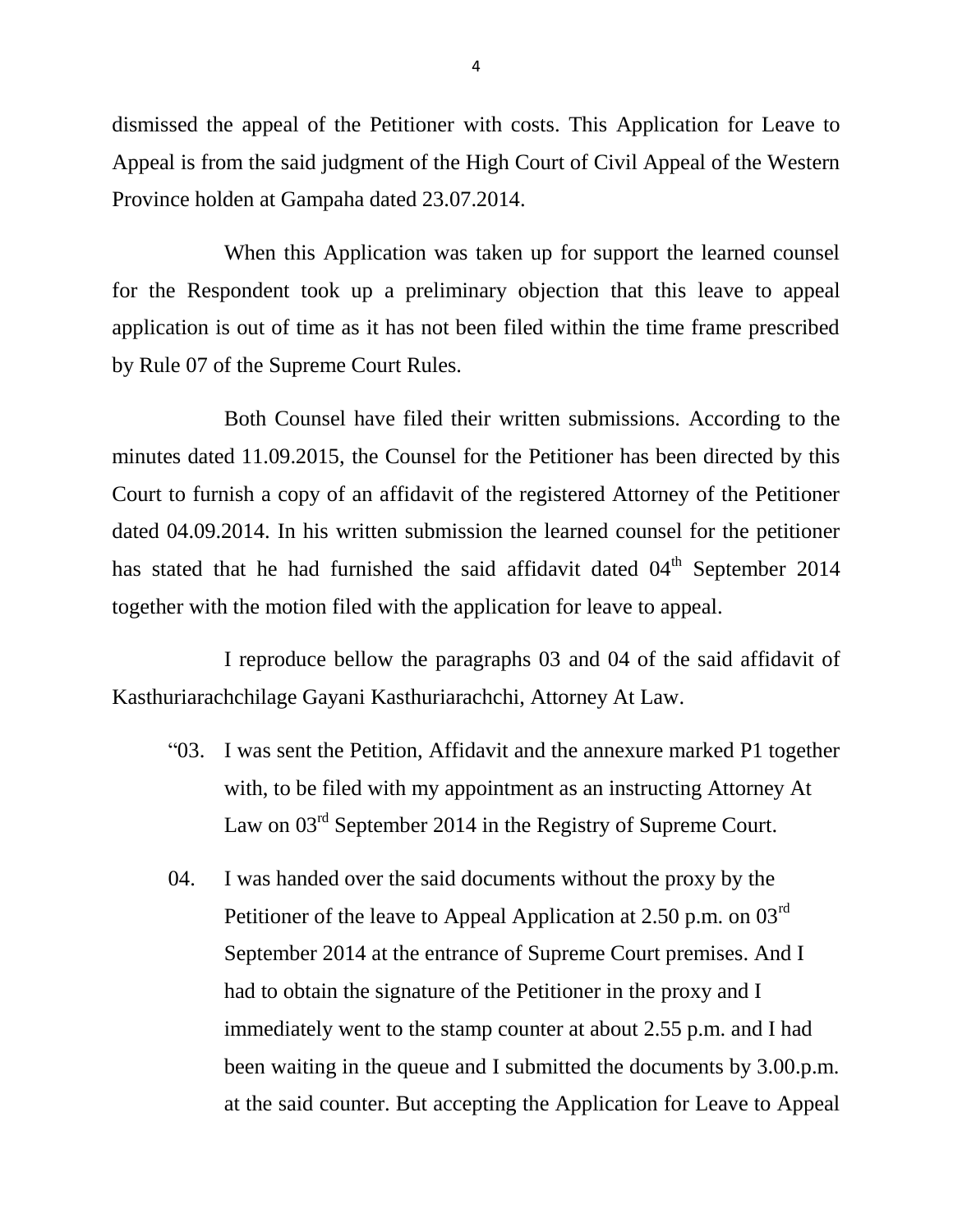dismissed the appeal of the Petitioner with costs. This Application for Leave to Appeal is from the said judgment of the High Court of Civil Appeal of the Western Province holden at Gampaha dated 23.07.2014.

When this Application was taken up for support the learned counsel for the Respondent took up a preliminary objection that this leave to appeal application is out of time as it has not been filed within the time frame prescribed by Rule 07 of the Supreme Court Rules.

Both Counsel have filed their written submissions. According to the minutes dated 11.09.2015, the Counsel for the Petitioner has been directed by this Court to furnish a copy of an affidavit of the registered Attorney of the Petitioner dated 04.09.2014. In his written submission the learned counsel for the petitioner has stated that he had furnished the said affidavit dated 04th September 2014 together with the motion filed with the application for leave to appeal.

I reproduce bellow the paragraphs 03 and 04 of the said affidavit of Kasthuriarachchilage Gayani Kasthuriarachchi, Attorney At Law.

"03. I was sent the Petition, Affidavit and the annexure marked P1 together with, to be filed with my appointment as an instructing Attorney At Law on 03rd September 2014 in the Registry of Supreme Court.

04. I was handed over the said documents without the proxy by the Petitioner of the leave to Appeal Application at 2.50 p.m. on 03rd September 2014 at the entrance of Supreme Court premises. And I had to obtain the signature of the Petitioner in the proxy and I immediately went to the stamp counter at about 2.55 p.m. and I had been waiting in the queue and I submitted the documents by 3.00.p.m. at the said counter. But accepting the Application for Leave to Appeal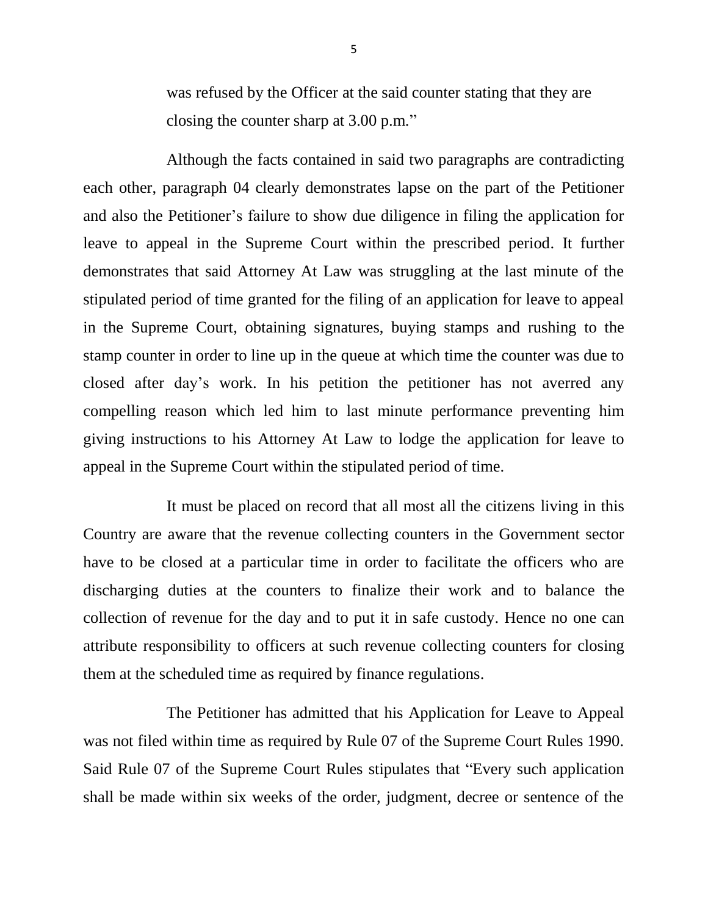was refused by the Officer at the said counter stating that they are closing the counter sharp at 3.00 p.m."

Although the facts contained in said two paragraphs are contradicting each other, paragraph 04 clearly demonstrates lapse on the part of the Petitioner and also the Petitioner's failure to show due diligence in filing the application for leave to appeal in the Supreme Court within the prescribed period. It further demonstrates that said Attorney At Law was struggling at the last minute of the stipulated period of time granted for the filing of an application for leave to appeal in the Supreme Court, obtaining signatures, buying stamps and rushing to the stamp counter in order to line up in the queue at which time the counter was due to closed after day's work. In his petition the petitioner has not averred any compelling reason which led him to last minute performance preventing him giving instructions to his Attorney At Law to lodge the application for leave to appeal in the Supreme Court within the stipulated period of time.

It must be placed on record that all most all the citizens living in this Country are aware that the revenue collecting counters in the Government sector have to be closed at a particular time in order to facilitate the officers who are discharging duties at the counters to finalize their work and to balance the collection of revenue for the day and to put it in safe custody. Hence no one can attribute responsibility to officers at such revenue collecting counters for closing them at the scheduled time as required by finance regulations.

The Petitioner has admitted that his Application for Leave to Appeal was not filed within time as required by Rule 07 of the Supreme Court Rules 1990. Said Rule 07 of the Supreme Court Rules stipulates that "Every such application shall be made within six weeks of the order, judgment, decree or sentence of the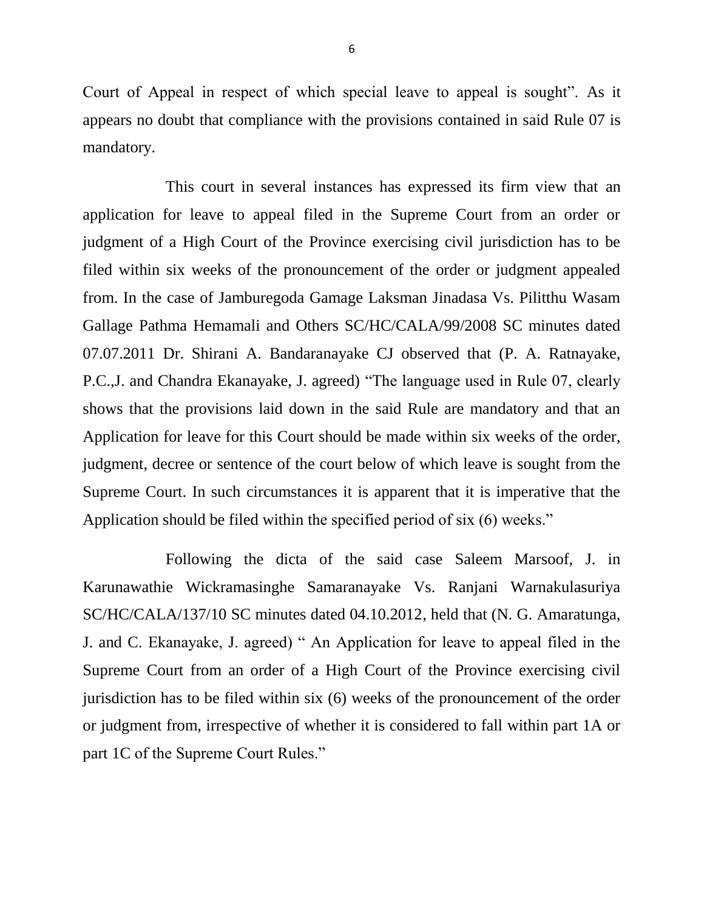Court of Appeal in respect of which special leave to appeal is sought". As it appears no doubt that compliance with the provisions contained in said Rule 07 is mandatory.

This court in several instances has expressed its firm view that an application for leave to appeal filed in the Supreme Court from an order or judgment of a High Court of the Province exercising civil jurisdiction has to be filed within six weeks of the pronouncement of the order or judgment appealed from. In the case of Jamburegoda Gamage Laksman Jinadasa Vs. Pilitthu Wasam Gallage Pathma Hemamali and Others SC/HC/CALA/99/2008 SC minutes dated 07.07.2011 Dr. Shirani A. Bandaranayake CJ observed that (P. A. Ratnayake, P.C.,J. and Chandra Ekanayake, J. agreed) "The language used in Rule 07, clearly shows that the provisions laid down in the said Rule are mandatory and that an Application for leave for this Court should be made within six weeks of the order, judgment, decree or sentence of the court below of which leave is sought from the Supreme Court. In such circumstances it is apparent that it is imperative that the Application should be filed within the specified period of six (6) weeks."

Following the dicta of the said case Saleem Marsoof, J. in Karunawathie Wickramasinghe Samaranayake Vs. Ranjani Warnakulasuriya SC/HC/CALA/137/10 SC minutes dated 04.10.2012, held that (N. G. Amaratunga, J. and C. Ekanayake, J. agreed) " An Application for leave to appeal filed in the Supreme Court from an order of a High Court of the Province exercising civil jurisdiction has to be filed within six (6) weeks of the pronouncement of the order or judgment from, irrespective of whether it is considered to fall within part 1A or part 1C of the Supreme Court Rules."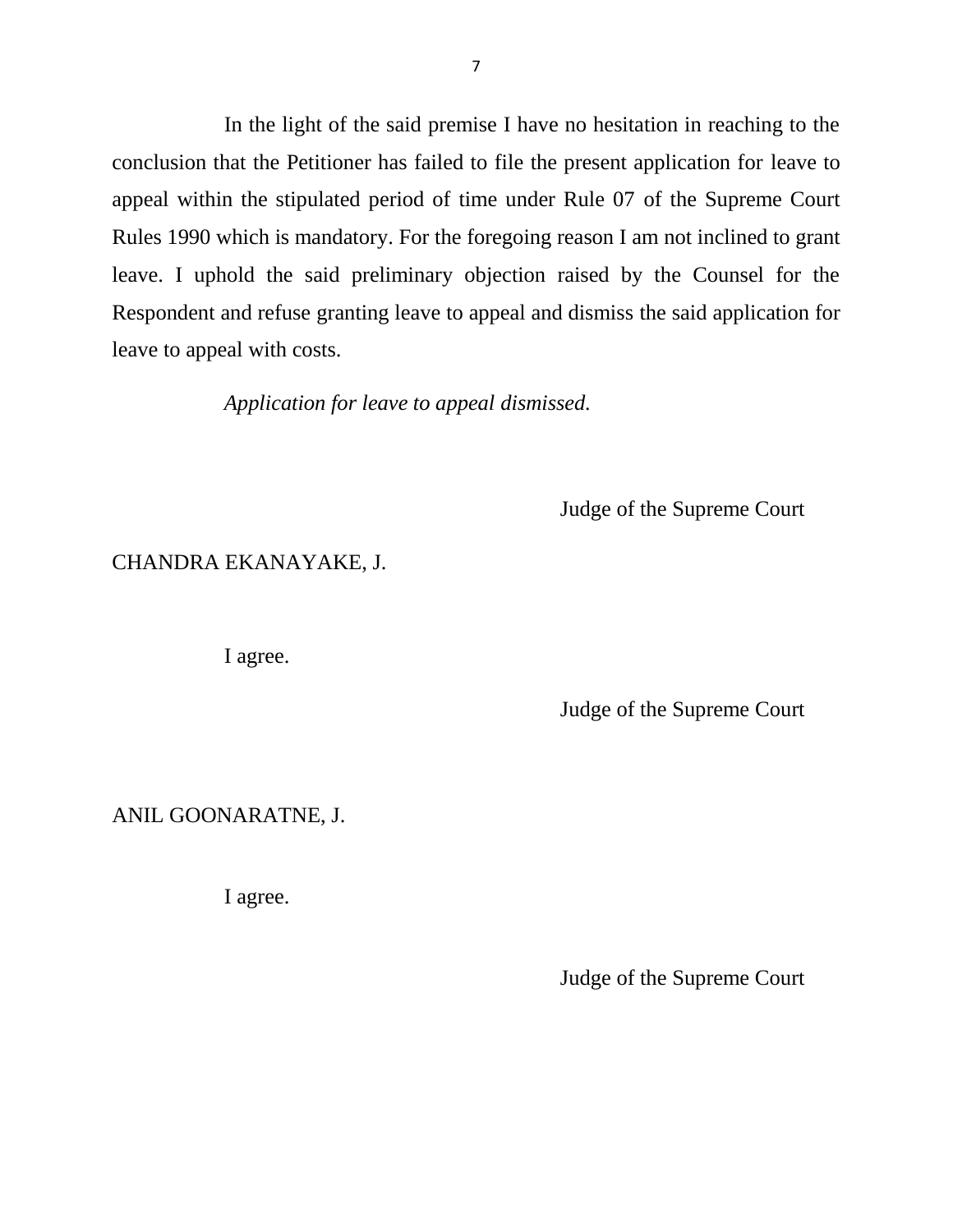In the light of the said premise I have no hesitation in reaching to the conclusion that the Petitioner has failed to file the present application for leave to appeal within the stipulated period of time under Rule 07 of the Supreme Court Rules 1990 which is mandatory. For the foregoing reason I am not inclined to grant leave. I uphold the said preliminary objection raised by the Counsel for the Respondent and refuse granting leave to appeal and dismiss the said application for leave to appeal with costs.

*Application for leave to appeal dismissed.*

Judge of the Supreme Court

CHANDRA EKANAYAKE, J.

I agree.

Judge of the Supreme Court

ANIL GOONARATNE, J.

I agree.

Judge of the Supreme Court